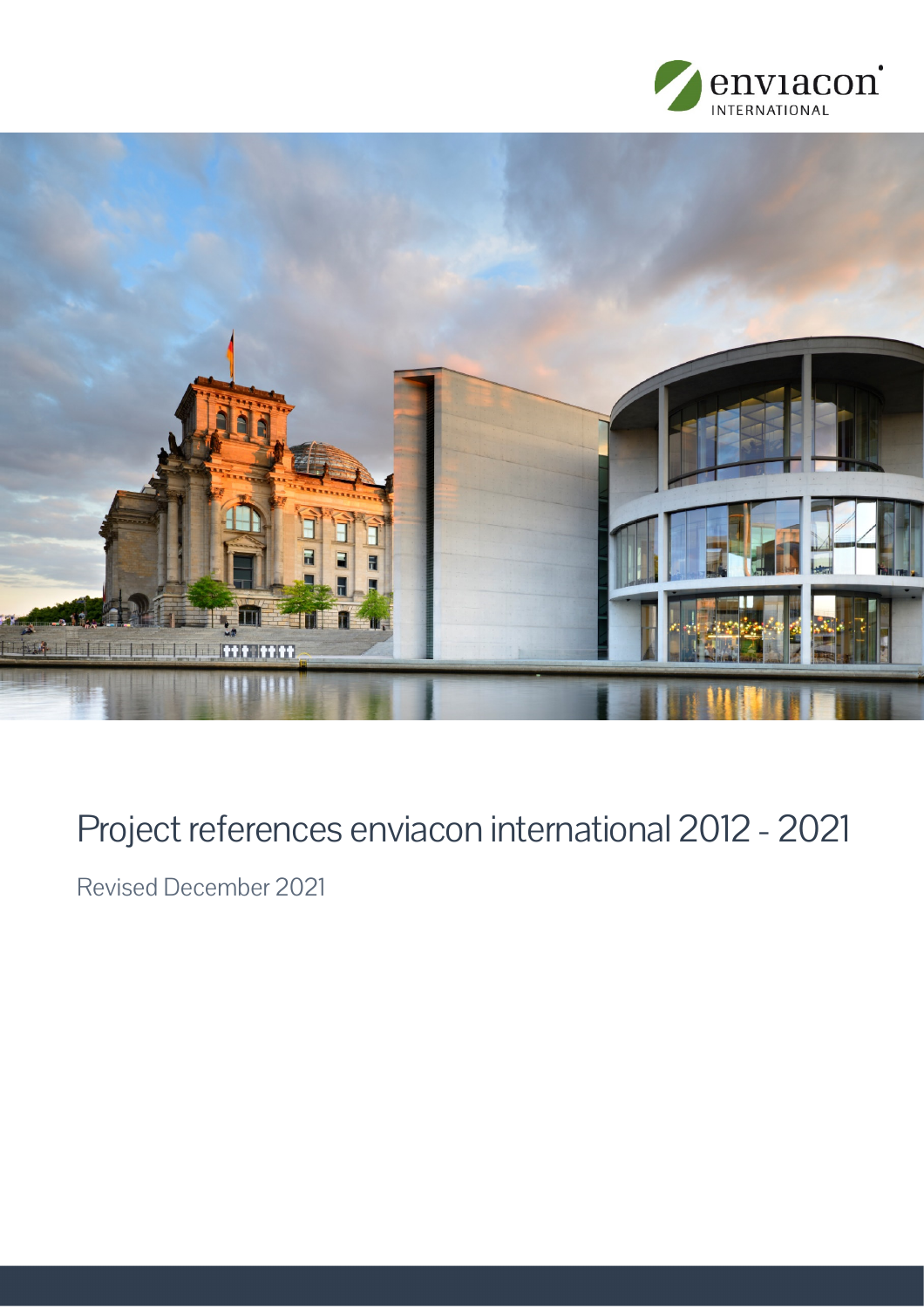enviacon INTERNATIONAL

# Project references enviacon international 2012 - 2021

Revised December 2021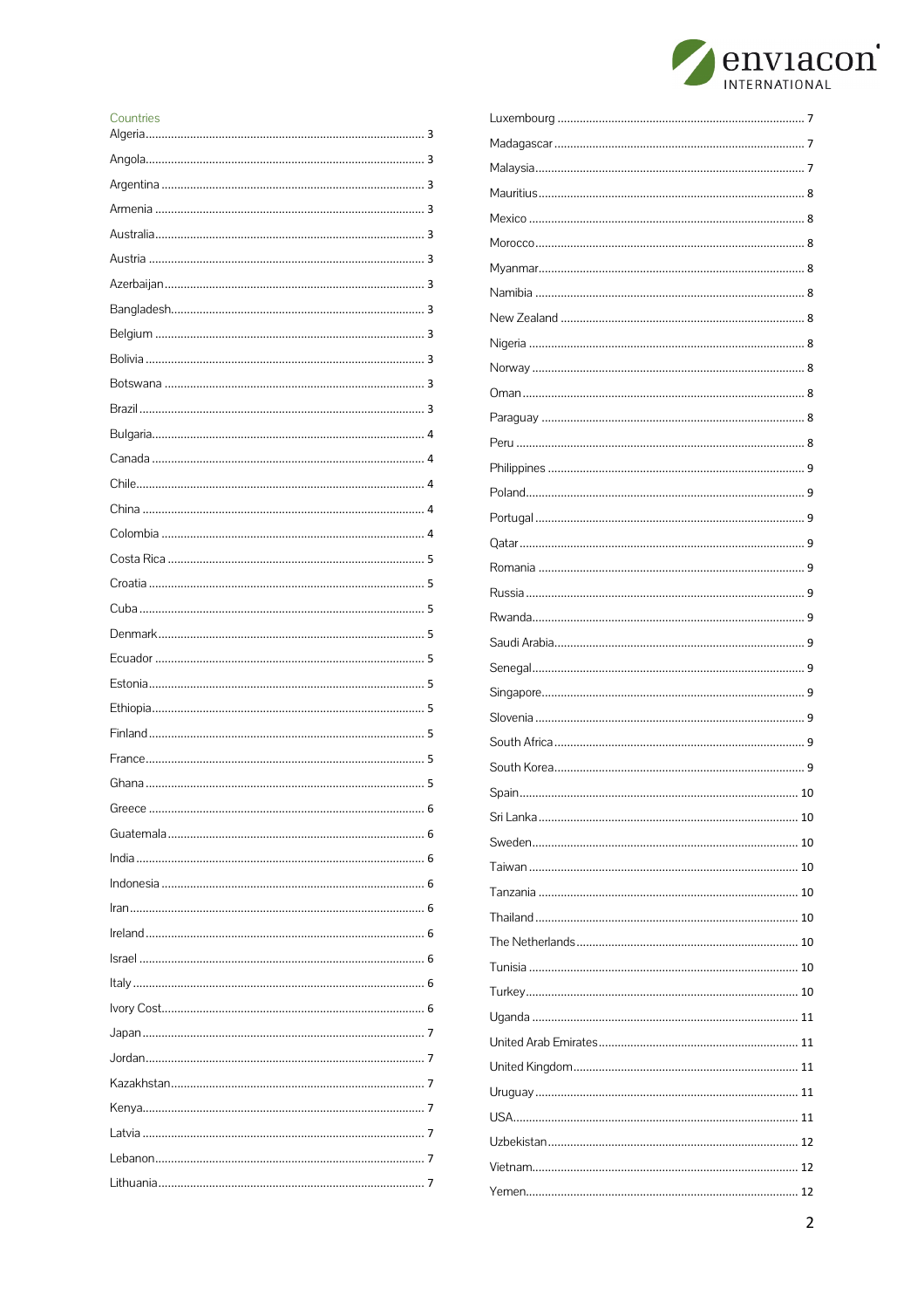Countries

- Algeria ........ 3
- Angola ........ 3
- Argentina ........ 3
- Armenia ........ 3
- Australia ........ 3
- Austria ........ 3
- Azerbaijan ........ 3
- Bangladesh ........ 3
- Belgium ........ 3
- Bolivia ........ 3
- Botswana ........ 3
- Brazil ........ 3
- Bulgaria ........ 4
- Canada ........ 4
- Chile ........ 4
- China ........ 4
- Colombia ........ 4
- Costa Rica ........ 5
- Croatia ........ 5
- Cuba ........ 5
- Denmark ........ 5
- Ecuador ........ 5
- Estonia ........ 5
- Ethiopia ........ 5
- Finland ........ 5
- France ........ 5
- Ghana ........ 5
- Greece ........ 6
- Guatemala ........ 6
- India ........ 6
- Indonesia ........ 6
- Iran ........ 6
- Ireland ........ 6
- Israel ........ 6
- Italy ........ 6
- Ivory Cost ........ 6
- Japan ........ 7
- Jordan ........ 7
- Kazakhstan ........ 7
- Kenya ........ 7
- Latvia ........ 7
- Lebanon ........ 7
- Lithuania ........ 7
- Luxembourg ........ 7
- Madagascar ........ 7
- Malaysia ........ 7
- Mauritius ........ 8
- Mexico ........ 8
- Morocco ........ 8
- Myanmar ........ 8
- Namibia ........ 8
- New Zealand ........ 8
- Nigeria ........ 8
- Norway ........ 8
- Oman ........ 8
- Paraguay ........ 8
- Peru ........ 8
- Philippines ........ 9
- Poland ........ 9
- Portugal ........ 9
- Qatar ........ 9
- Romania ........ 9
- Russia ........ 9
- Rwanda ........ 9
- Saudi Arabia ........ 9
- Senegal ........ 9
- Singapore ........ 9
- Slovenia ........ 9
- South Africa ........ 9
- South Korea ........ 9
- Spain ........ 10
- Sri Lanka ........ 10
- Sweden ........ 10
- Taiwan ........ 10
- Tanzania ........ 10
- Thailand ........ 10
- The Netherlands ........ 10
- Tunisia ........ 10
- Turkey ........ 10
- Uganda ........ 11
- United Arab Emirates ........ 11
- United Kingdom ........ 11
- Uruguay ........ 11
- USA ........ 11
- Uzbekistan ........ 12
- Vietnam ........ 12
- Yemen ........ 12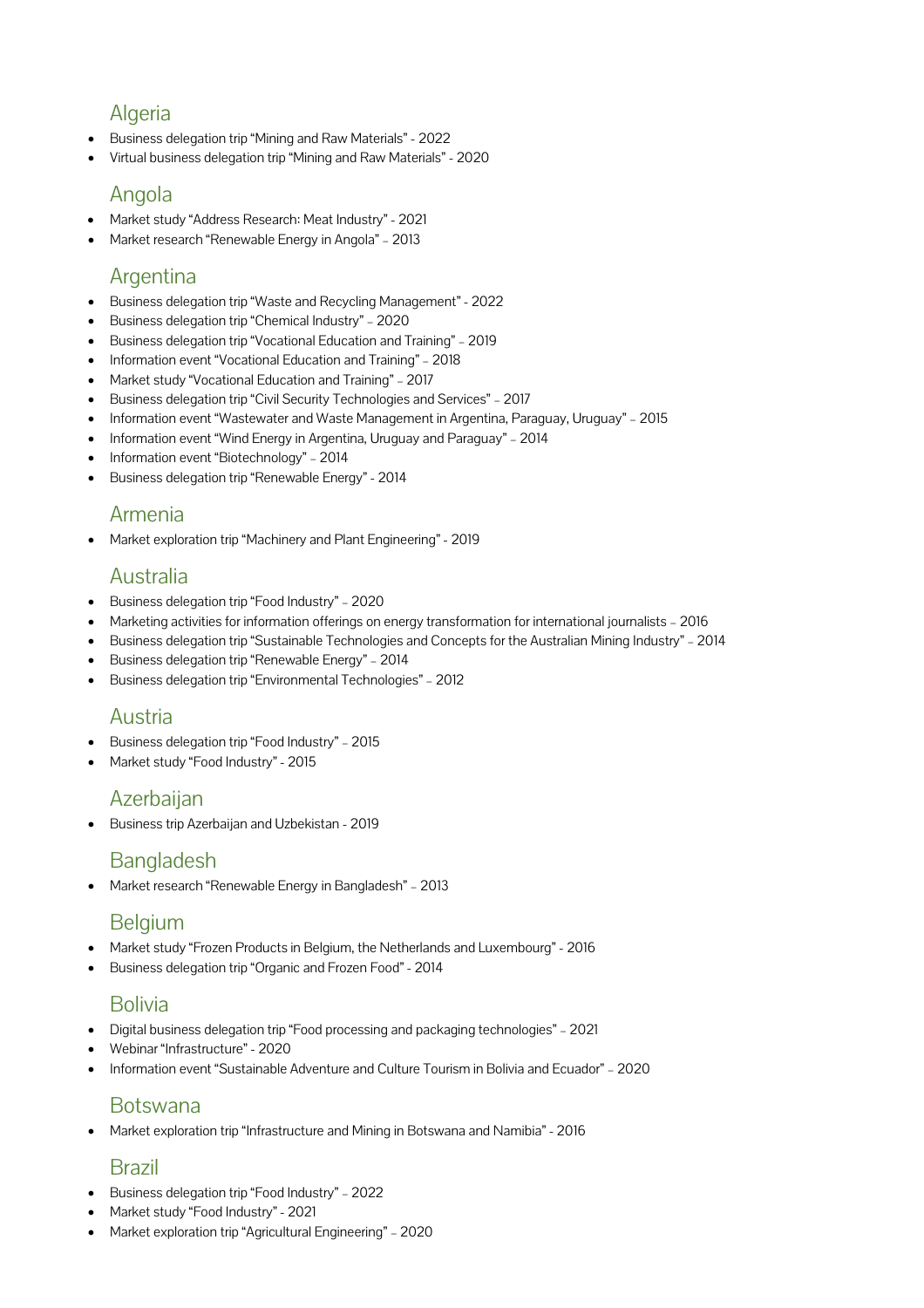## Algeria

- Business delegation trip “Mining and Raw Materials” - 2022
- Virtual business delegation trip “Mining and Raw Materials” - 2020

## Angola

- Market study “Address Research: Meat Industry” - 2021
- Market research “Renewable Energy in Angola” – 2013

## Argentina

- Business delegation trip “Waste and Recycling Management” - 2022
- Business delegation trip “Chemical Industry” – 2020
- Business delegation trip “Vocational Education and Training” – 2019
- Information event “Vocational Education and Training” – 2018
- Market study “Vocational Education and Training” – 2017
- Business delegation trip “Civil Security Technologies and Services” – 2017
- Information event “Wastewater and Waste Management in Argentina, Paraguay, Uruguay” – 2015
- Information event “Wind Energy in Argentina, Uruguay and Paraguay” – 2014
- Information event “Biotechnology” – 2014
- Business delegation trip “Renewable Energy” - 2014

## Armenia

- Market exploration trip “Machinery and Plant Engineering” - 2019

## Australia

- Business delegation trip “Food Industry” – 2020
- Marketing activities for information offerings on energy transformation for international journalists – 2016
- Business delegation trip “Sustainable Technologies and Concepts for the Australian Mining Industry” – 2014
- Business delegation trip “Renewable Energy” – 2014
- Business delegation trip “Environmental Technologies” – 2012

## Austria

- Business delegation trip “Food Industry” – 2015
- Market study “Food Industry” - 2015

## Azerbaijan

- Business trip Azerbaijan and Uzbekistan - 2019

## Bangladesh

- Market research “Renewable Energy in Bangladesh” – 2013

## Belgium

- Market study “Frozen Products in Belgium, the Netherlands and Luxembourg” - 2016
- Business delegation trip “Organic and Frozen Food” - 2014

## Bolivia

- Digital business delegation trip “Food processing and packaging technologies” – 2021
- Webinar “Infrastructure” - 2020
- Information event “Sustainable Adventure and Culture Tourism in Bolivia and Ecuador” – 2020

## Botswana

- Market exploration trip “Infrastructure and Mining in Botswana and Namibia” - 2016

## Brazil

- Business delegation trip “Food Industry” – 2022
- Market study “Food Industry” - 2021
- Market exploration trip “Agricultural Engineering” – 2020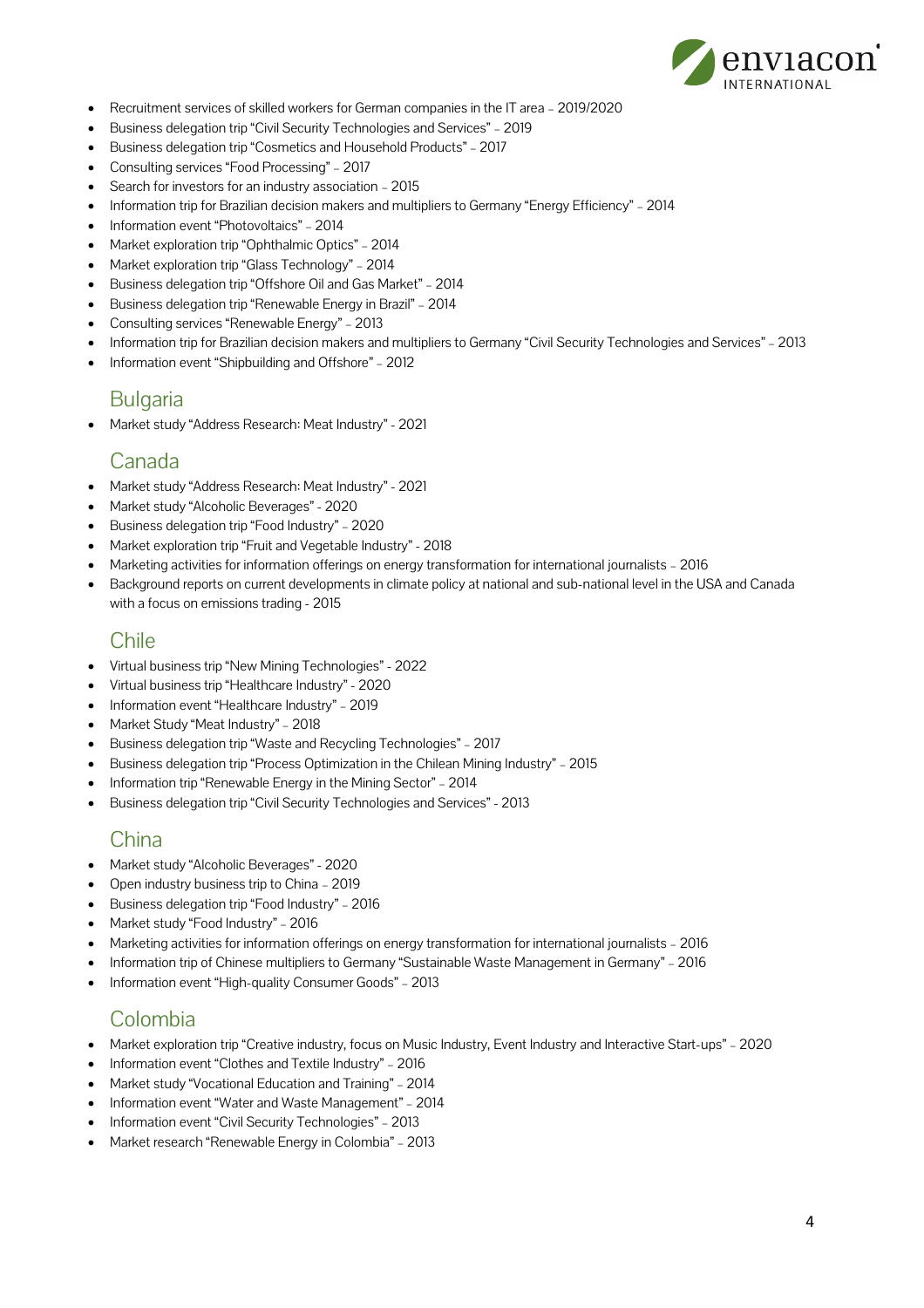- Recruitment services of skilled workers for German companies in the IT area – 2019/2020
- Business delegation trip "Civil Security Technologies and Services" – 2019
- Business delegation trip "Cosmetics and Household Products" – 2017
- Consulting services "Food Processing" – 2017
- Search for investors for an industry association – 2015
- Information trip for Brazilian decision makers and multipliers to Germany "Energy Efficiency" – 2014
- Information event "Photovoltaics" – 2014
- Market exploration trip "Ophthalmic Optics" – 2014
- Market exploration trip "Glass Technology" – 2014
- Business delegation trip "Offshore Oil and Gas Market" – 2014
- Business delegation trip "Renewable Energy in Brazil" – 2014
- Consulting services "Renewable Energy" – 2013
- Information trip for Brazilian decision makers and multipliers to Germany "Civil Security Technologies and Services" – 2013
- Information event "Shipbuilding and Offshore" – 2012

## Bulgaria

- Market study "Address Research: Meat Industry" - 2021

## Canada

- Market study "Address Research: Meat Industry" - 2021
- Market study "Alcoholic Beverages" - 2020
- Business delegation trip "Food Industry" – 2020
- Market exploration trip "Fruit and Vegetable Industry" - 2018
- Marketing activities for information offerings on energy transformation for international journalists – 2016
- Background reports on current developments in climate policy at national and sub-national level in the USA and Canada with a focus on emissions trading - 2015

## Chile

- Virtual business trip "New Mining Technologies" - 2022
- Virtual business trip "Healthcare Industry" - 2020
- Information event "Healthcare Industry" – 2019
- Market Study "Meat Industry" – 2018
- Business delegation trip "Waste and Recycling Technologies" – 2017
- Business delegation trip "Process Optimization in the Chilean Mining Industry" – 2015
- Information trip "Renewable Energy in the Mining Sector" – 2014
- Business delegation trip "Civil Security Technologies and Services" - 2013

## China

- Market study "Alcoholic Beverages" - 2020
- Open industry business trip to China – 2019
- Business delegation trip "Food Industry" – 2016
- Market study "Food Industry" – 2016
- Marketing activities for information offerings on energy transformation for international journalists – 2016
- Information trip of Chinese multipliers to Germany "Sustainable Waste Management in Germany" – 2016
- Information event "High-quality Consumer Goods" – 2013

## Colombia

- Market exploration trip "Creative industry, focus on Music Industry, Event Industry and Interactive Start-ups" – 2020
- Information event "Clothes and Textile Industry" – 2016
- Market study "Vocational Education and Training" – 2014
- Information event "Water and Waste Management" – 2014
- Information event "Civil Security Technologies" – 2013
- Market research "Renewable Energy in Colombia" – 2013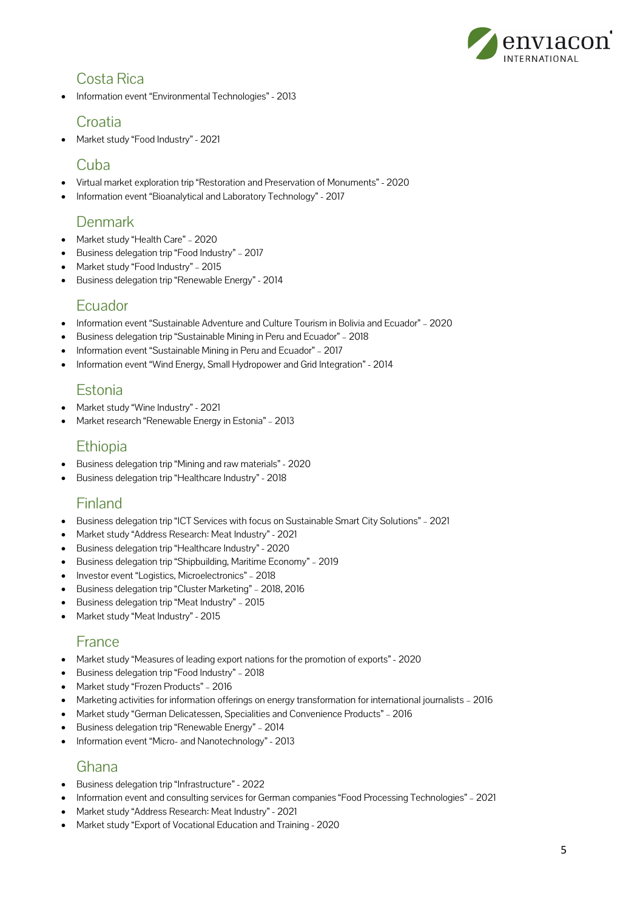## Costa Rica

- Information event "Environmental Technologies" - 2013

## Croatia

- Market study "Food Industry" - 2021

## Cuba

- Virtual market exploration trip "Restoration and Preservation of Monuments" - 2020
- Information event "Bioanalytical and Laboratory Technology" - 2017

## Denmark

- Market study "Health Care" – 2020
- Business delegation trip "Food Industry" – 2017
- Market study "Food Industry" – 2015
- Business delegation trip "Renewable Energy" - 2014

## Ecuador

- Information event "Sustainable Adventure and Culture Tourism in Bolivia and Ecuador" – 2020
- Business delegation trip "Sustainable Mining in Peru and Ecuador" – 2018
- Information event "Sustainable Mining in Peru and Ecuador" – 2017
- Information event "Wind Energy, Small Hydropower and Grid Integration" - 2014

## Estonia

- Market study "Wine Industry" - 2021
- Market research "Renewable Energy in Estonia" – 2013

## Ethiopia

- Business delegation trip "Mining and raw materials" - 2020
- Business delegation trip "Healthcare Industry" - 2018

## Finland

- Business delegation trip "ICT Services with focus on Sustainable Smart City Solutions" – 2021
- Market study "Address Research: Meat Industry" - 2021
- Business delegation trip "Healthcare Industry" - 2020
- Business delegation trip "Shipbuilding, Maritime Economy" – 2019
- Investor event "Logistics, Microelectronics" – 2018
- Business delegation trip "Cluster Marketing" – 2018, 2016
- Business delegation trip "Meat Industry" – 2015
- Market study "Meat Industry" - 2015

## France

- Market study "Measures of leading export nations for the promotion of exports" - 2020
- Business delegation trip "Food Industry" – 2018
- Market study "Frozen Products" – 2016
- Marketing activities for information offerings on energy transformation for international journalists – 2016
- Market study "German Delicatessen, Specialities and Convenience Products" – 2016
- Business delegation trip "Renewable Energy" – 2014
- Information event "Micro- and Nanotechnology" - 2013

## Ghana

- Business delegation trip "Infrastructure" - 2022
- Information event and consulting services for German companies "Food Processing Technologies" – 2021
- Market study "Address Research: Meat Industry" - 2021
- Market study "Export of Vocational Education and Training - 2020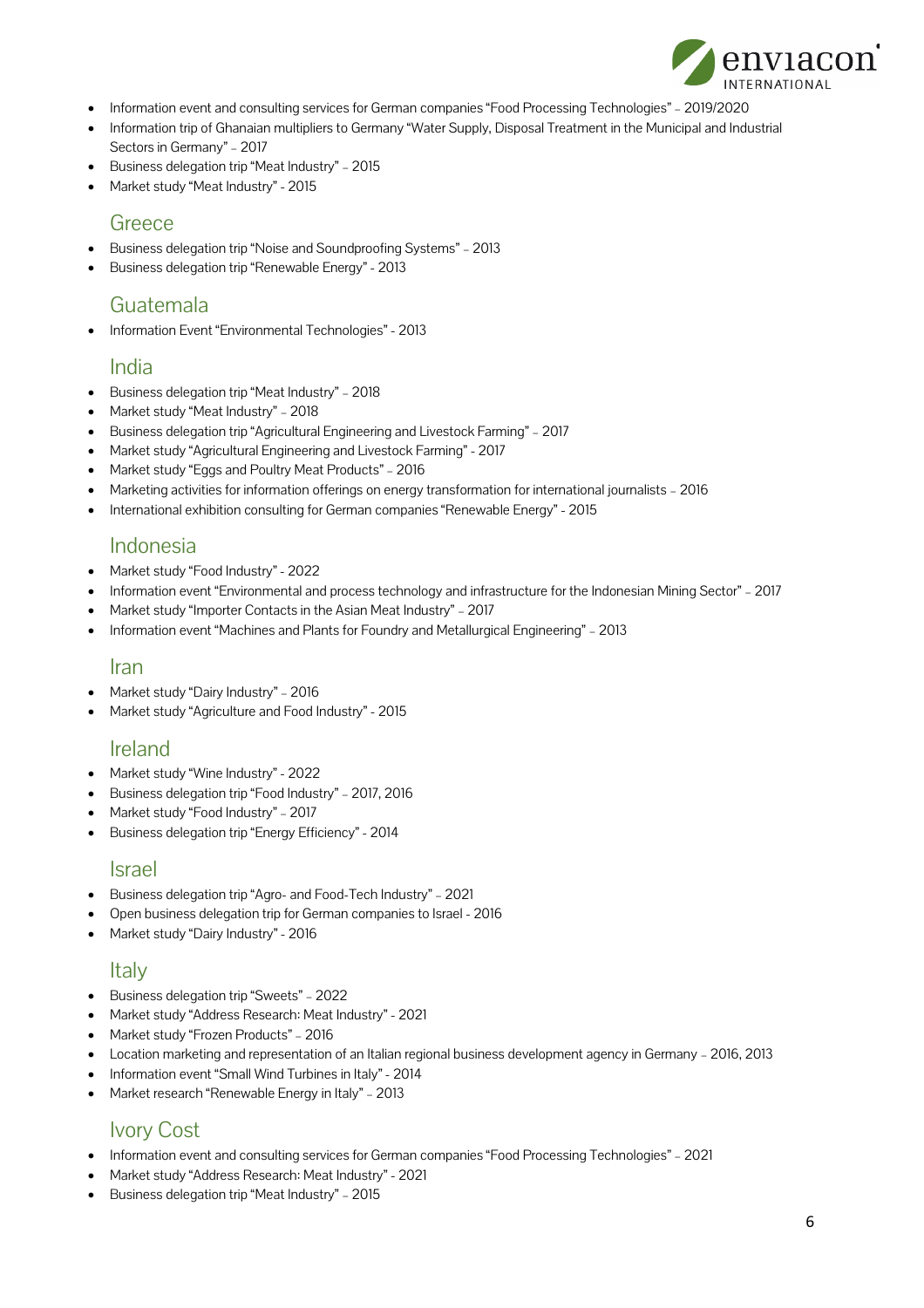- Information event and consulting services for German companies "Food Processing Technologies" – 2019/2020
- Information trip of Ghanaian multipliers to Germany "Water Supply, Disposal Treatment in the Municipal and Industrial Sectors in Germany" – 2017
- Business delegation trip "Meat Industry" – 2015
- Market study "Meat Industry" - 2015

## Greece

- Business delegation trip "Noise and Soundproofing Systems" – 2013
- Business delegation trip "Renewable Energy" - 2013

## Guatemala

- Information Event "Environmental Technologies" - 2013

## India

- Business delegation trip "Meat Industry" – 2018
- Market study "Meat Industry" – 2018
- Business delegation trip "Agricultural Engineering and Livestock Farming" – 2017
- Market study "Agricultural Engineering and Livestock Farming" - 2017
- Market study "Eggs and Poultry Meat Products" – 2016
- Marketing activities for information offerings on energy transformation for international journalists – 2016
- International exhibition consulting for German companies "Renewable Energy" - 2015

## Indonesia

- Market study "Food Industry" - 2022
- Information event "Environmental and process technology and infrastructure for the Indonesian Mining Sector" – 2017
- Market study "Importer Contacts in the Asian Meat Industry" – 2017
- Information event "Machines and Plants for Foundry and Metallurgical Engineering" – 2013

## Iran

- Market study "Dairy Industry" – 2016
- Market study "Agriculture and Food Industry" - 2015

## Ireland

- Market study "Wine Industry" - 2022
- Business delegation trip "Food Industry" – 2017, 2016
- Market study "Food Industry" – 2017
- Business delegation trip "Energy Efficiency" - 2014

## Israel

- Business delegation trip "Agro- and Food-Tech Industry" – 2021
- Open business delegation trip for German companies to Israel - 2016
- Market study "Dairy Industry" - 2016

## Italy

- Business delegation trip "Sweets" – 2022
- Market study "Address Research: Meat Industry" - 2021
- Market study "Frozen Products" – 2016
- Location marketing and representation of an Italian regional business development agency in Germany – 2016, 2013
- Information event "Small Wind Turbines in Italy" - 2014
- Market research "Renewable Energy in Italy" – 2013

## Ivory Cost

- Information event and consulting services for German companies "Food Processing Technologies" – 2021
- Market study "Address Research: Meat Industry" - 2021
- Business delegation trip "Meat Industry" – 2015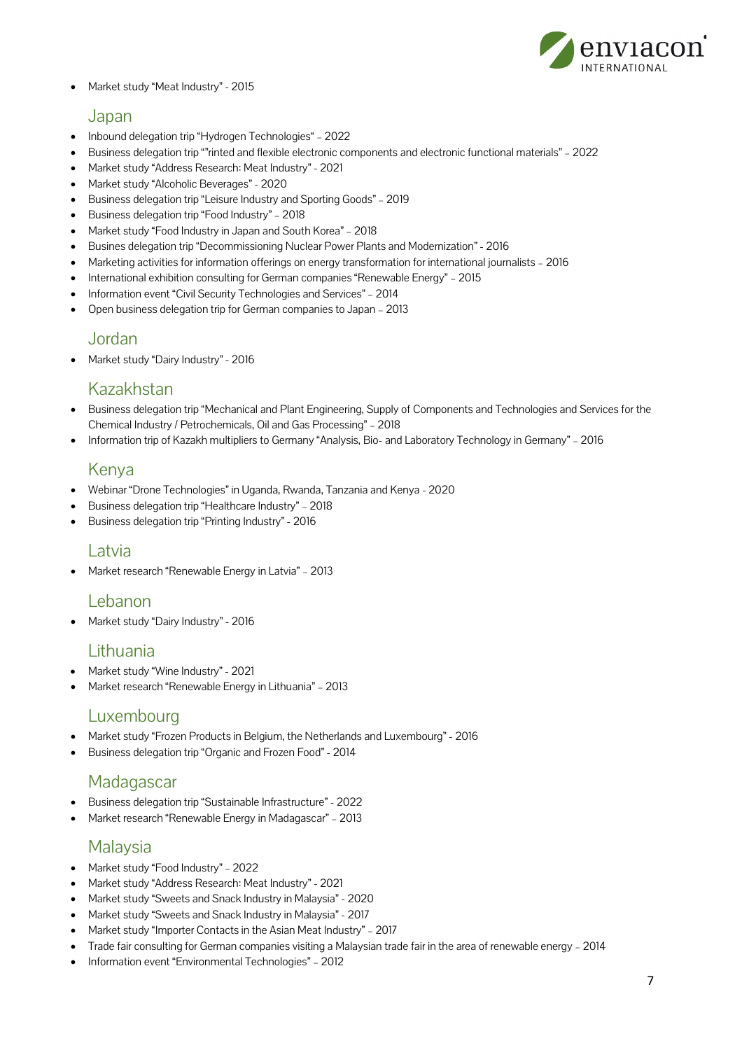- Market study “Meat Industry” - 2015

## Japan

- Inbound delegation trip “Hydrogen Technologies“ – 2022
- Business delegation trip ““rinted and flexible electronic components and electronic functional materials” – 2022
- Market study “Address Research: Meat Industry” - 2021
- Market study “Alcoholic Beverages” - 2020
- Business delegation trip “Leisure Industry and Sporting Goods” – 2019
- Business delegation trip “Food Industry” – 2018
- Market study “Food Industry in Japan and South Korea” – 2018
- Busines delegation trip “Decommissioning Nuclear Power Plants and Modernization” - 2016
- Marketing activities for information offerings on energy transformation for international journalists – 2016
- International exhibition consulting for German companies “Renewable Energy” – 2015
- Information event “Civil Security Technologies and Services” – 2014
- Open business delegation trip for German companies to Japan – 2013

## Jordan

- Market study “Dairy Industry” - 2016

## Kazakhstan

- Business delegation trip “Mechanical and Plant Engineering, Supply of Components and Technologies and Services for the Chemical Industry / Petrochemicals, Oil and Gas Processing” – 2018
- Information trip of Kazakh multipliers to Germany “Analysis, Bio- and Laboratory Technology in Germany” – 2016

## Kenya

- Webinar “Drone Technologies” in Uganda, Rwanda, Tanzania and Kenya - 2020
- Business delegation trip “Healthcare Industry” – 2018
- Business delegation trip “Printing Industry” - 2016

## Latvia

- Market research “Renewable Energy in Latvia” – 2013

## Lebanon

- Market study “Dairy Industry” - 2016

## Lithuania

- Market study “Wine Industry” - 2021
- Market research “Renewable Energy in Lithuania” – 2013

## Luxembourg

- Market study “Frozen Products in Belgium, the Netherlands and Luxembourg” - 2016
- Business delegation trip “Organic and Frozen Food” - 2014

## Madagascar

- Business delegation trip “Sustainable Infrastructure” - 2022
- Market research “Renewable Energy in Madagascar” – 2013

## Malaysia

- Market study “Food Industry” – 2022
- Market study “Address Research: Meat Industry” - 2021
- Market study “Sweets and Snack Industry in Malaysia” - 2020
- Market study “Sweets and Snack Industry in Malaysia” - 2017
- Market study “Importer Contacts in the Asian Meat Industry” – 2017
- Trade fair consulting for German companies visiting a Malaysian trade fair in the area of renewable energy – 2014
- Information event “Environmental Technologies” – 2012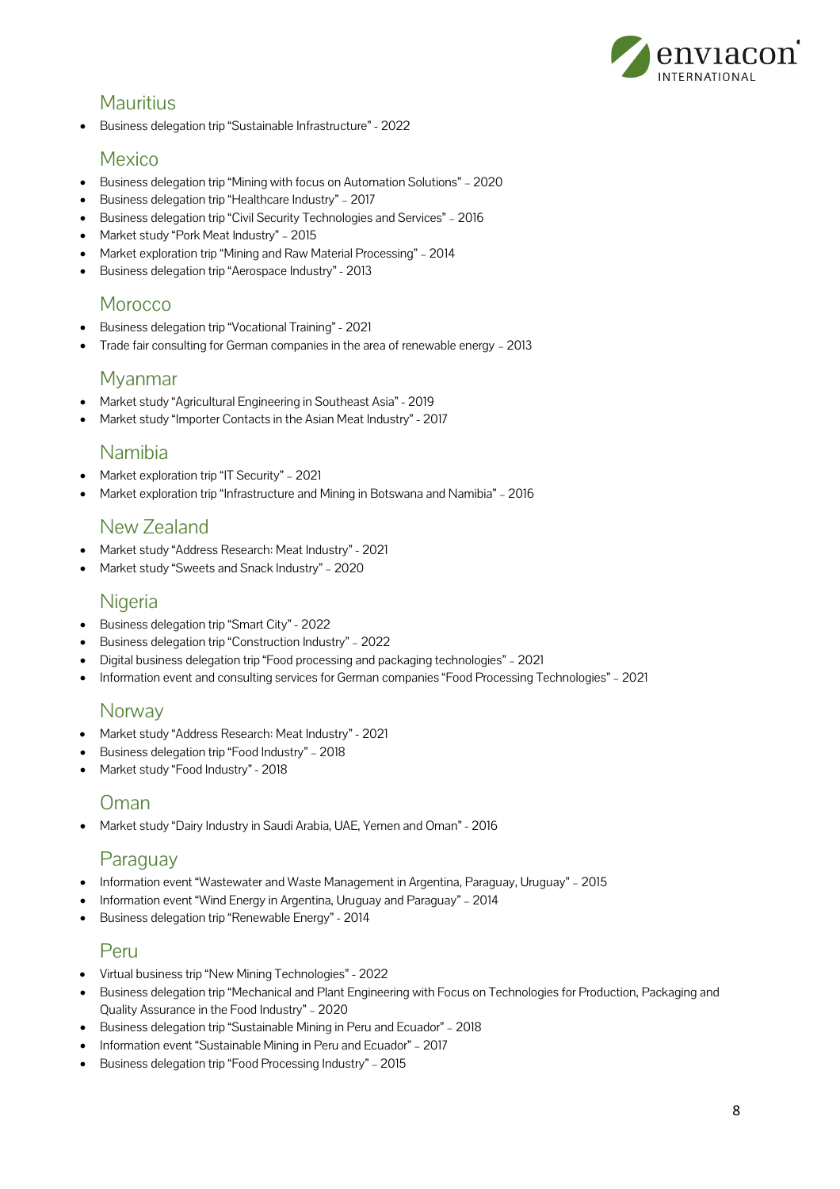## Mauritius

- Business delegation trip "Sustainable Infrastructure" - 2022

## Mexico

- Business delegation trip "Mining with focus on Automation Solutions" – 2020
- Business delegation trip "Healthcare Industry" – 2017
- Business delegation trip "Civil Security Technologies and Services" – 2016
- Market study "Pork Meat Industry" – 2015
- Market exploration trip "Mining and Raw Material Processing" – 2014
- Business delegation trip "Aerospace Industry" - 2013

## Morocco

- Business delegation trip "Vocational Training" - 2021
- Trade fair consulting for German companies in the area of renewable energy – 2013

## Myanmar

- Market study "Agricultural Engineering in Southeast Asia" - 2019
- Market study "Importer Contacts in the Asian Meat Industry" - 2017

## Namibia

- Market exploration trip "IT Security" – 2021
- Market exploration trip "Infrastructure and Mining in Botswana and Namibia" – 2016

## New Zealand

- Market study "Address Research: Meat Industry" - 2021
- Market study "Sweets and Snack Industry" – 2020

## Nigeria

- Business delegation trip "Smart City" - 2022
- Business delegation trip "Construction Industry" – 2022
- Digital business delegation trip "Food processing and packaging technologies" – 2021
- Information event and consulting services for German companies "Food Processing Technologies" – 2021

## Norway

- Market study "Address Research: Meat Industry" - 2021
- Business delegation trip "Food Industry" – 2018
- Market study "Food Industry" - 2018

## Oman

- Market study "Dairy Industry in Saudi Arabia, UAE, Yemen and Oman" - 2016

## Paraguay

- Information event "Wastewater and Waste Management in Argentina, Paraguay, Uruguay" – 2015
- Information event "Wind Energy in Argentina, Uruguay and Paraguay" – 2014
- Business delegation trip "Renewable Energy" - 2014

## Peru

- Virtual business trip "New Mining Technologies" - 2022
- Business delegation trip "Mechanical and Plant Engineering with Focus on Technologies for Production, Packaging and Quality Assurance in the Food Industry" – 2020
- Business delegation trip "Sustainable Mining in Peru and Ecuador" – 2018
- Information event "Sustainable Mining in Peru and Ecuador" – 2017
- Business delegation trip "Food Processing Industry" – 2015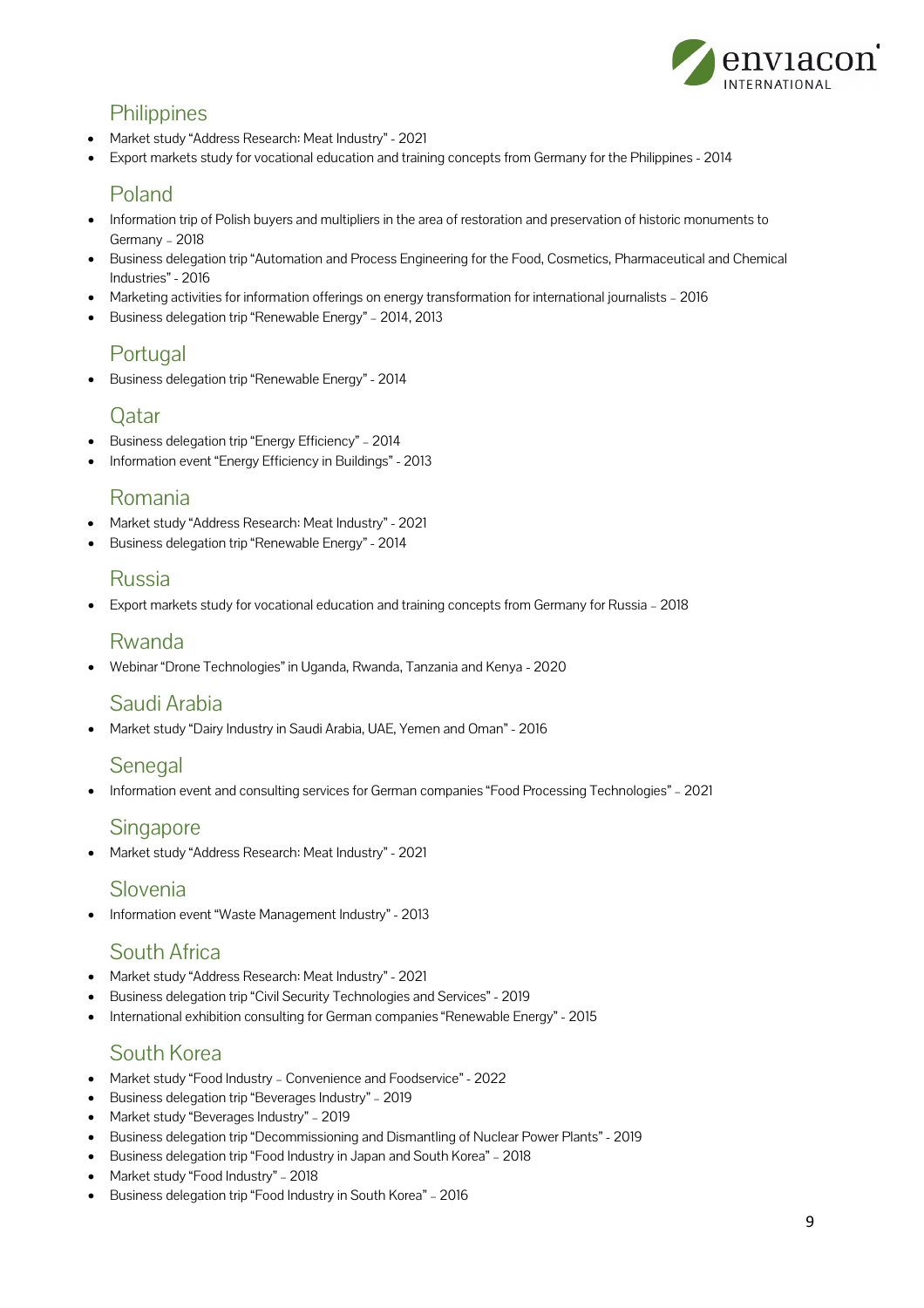## Philippines

- Market study "Address Research: Meat Industry" - 2021
- Export markets study for vocational education and training concepts from Germany for the Philippines - 2014

## Poland

- Information trip of Polish buyers and multipliers in the area of restoration and preservation of historic monuments to Germany – 2018
- Business delegation trip "Automation and Process Engineering for the Food, Cosmetics, Pharmaceutical and Chemical Industries" - 2016
- Marketing activities for information offerings on energy transformation for international journalists – 2016
- Business delegation trip "Renewable Energy" – 2014, 2013

## Portugal

- Business delegation trip "Renewable Energy" - 2014

## Qatar

- Business delegation trip "Energy Efficiency" – 2014
- Information event "Energy Efficiency in Buildings" - 2013

## Romania

- Market study "Address Research: Meat Industry" - 2021
- Business delegation trip "Renewable Energy" - 2014

## Russia

- Export markets study for vocational education and training concepts from Germany for Russia – 2018

## Rwanda

- Webinar "Drone Technologies" in Uganda, Rwanda, Tanzania and Kenya - 2020

## Saudi Arabia

- Market study "Dairy Industry in Saudi Arabia, UAE, Yemen and Oman" - 2016

## Senegal

- Information event and consulting services for German companies "Food Processing Technologies" – 2021

## Singapore

- Market study "Address Research: Meat Industry" - 2021

## Slovenia

- Information event "Waste Management Industry" - 2013

## South Africa

- Market study "Address Research: Meat Industry" - 2021
- Business delegation trip "Civil Security Technologies and Services" - 2019
- International exhibition consulting for German companies "Renewable Energy" - 2015

## South Korea

- Market study "Food Industry – Convenience and Foodservice" - 2022
- Business delegation trip "Beverages Industry" – 2019
- Market study "Beverages Industry" – 2019
- Business delegation trip "Decommissioning and Dismantling of Nuclear Power Plants" - 2019
- Business delegation trip "Food Industry in Japan and South Korea" – 2018
- Market study "Food Industry" – 2018
- Business delegation trip "Food Industry in South Korea" – 2016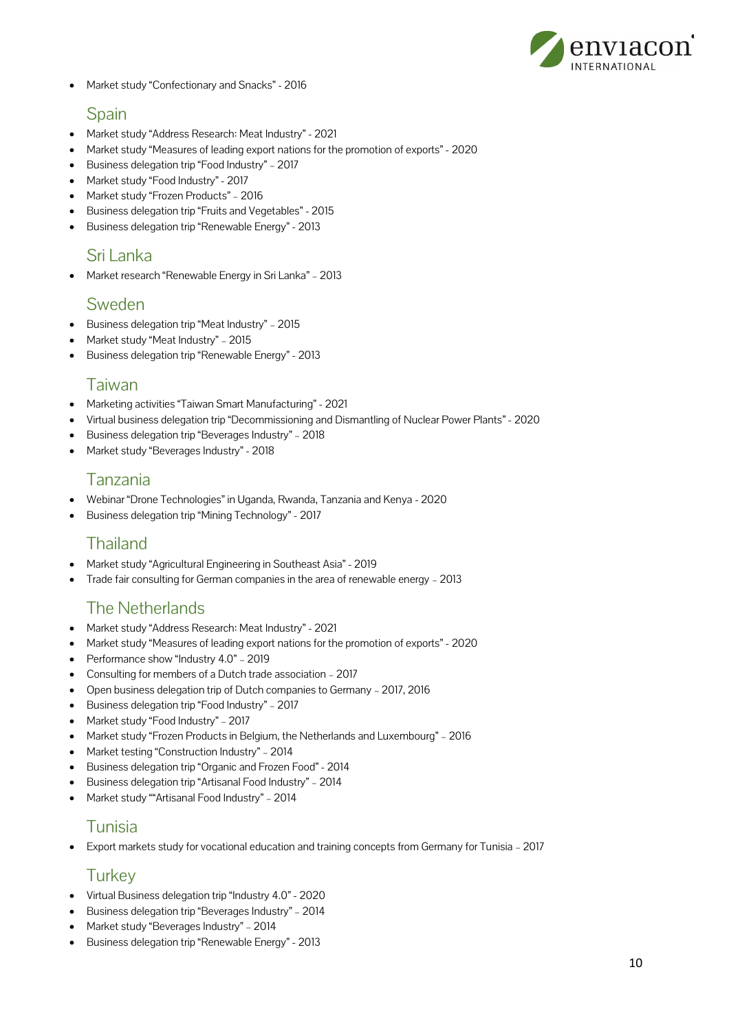- Market study “Confectionary and Snacks” - 2016

## Spain

- Market study “Address Research: Meat Industry” - 2021
- Market study “Measures of leading export nations for the promotion of exports” - 2020
- Business delegation trip “Food Industry” – 2017
- Market study “Food Industry” - 2017
- Market study “Frozen Products” – 2016
- Business delegation trip “Fruits and Vegetables” - 2015
- Business delegation trip “Renewable Energy” - 2013

## Sri Lanka

- Market research “Renewable Energy in Sri Lanka” – 2013

## Sweden

- Business delegation trip “Meat Industry” – 2015
- Market study “Meat Industry” – 2015
- Business delegation trip “Renewable Energy” - 2013

## Taiwan

- Marketing activities “Taiwan Smart Manufacturing” - 2021
- Virtual business delegation trip “Decommissioning and Dismantling of Nuclear Power Plants” - 2020
- Business delegation trip “Beverages Industry” – 2018
- Market study “Beverages Industry” - 2018

## Tanzania

- Webinar “Drone Technologies” in Uganda, Rwanda, Tanzania and Kenya - 2020
- Business delegation trip “Mining Technology” - 2017

## Thailand

- Market study “Agricultural Engineering in Southeast Asia” - 2019
- Trade fair consulting for German companies in the area of renewable energy – 2013

## The Netherlands

- Market study “Address Research: Meat Industry” - 2021
- Market study “Measures of leading export nations for the promotion of exports” - 2020
- Performance show “Industry 4.0” – 2019
- Consulting for members of a Dutch trade association – 2017
- Open business delegation trip of Dutch companies to Germany – 2017, 2016
- Business delegation trip “Food Industry” – 2017
- Market study “Food Industry” – 2017
- Market study “Frozen Products in Belgium, the Netherlands and Luxembourg” – 2016
- Market testing “Construction Industry” – 2014
- Business delegation trip “Organic and Frozen Food” - 2014
- Business delegation trip “Artisanal Food Industry” – 2014
- Market study ““Artisanal Food Industry” – 2014

## Tunisia

- Export markets study for vocational education and training concepts from Germany for Tunisia – 2017

## Turkey

- Virtual Business delegation trip “Industry 4.0” - 2020
- Business delegation trip “Beverages Industry” – 2014
- Market study “Beverages Industry” – 2014
- Business delegation trip “Renewable Energy” - 2013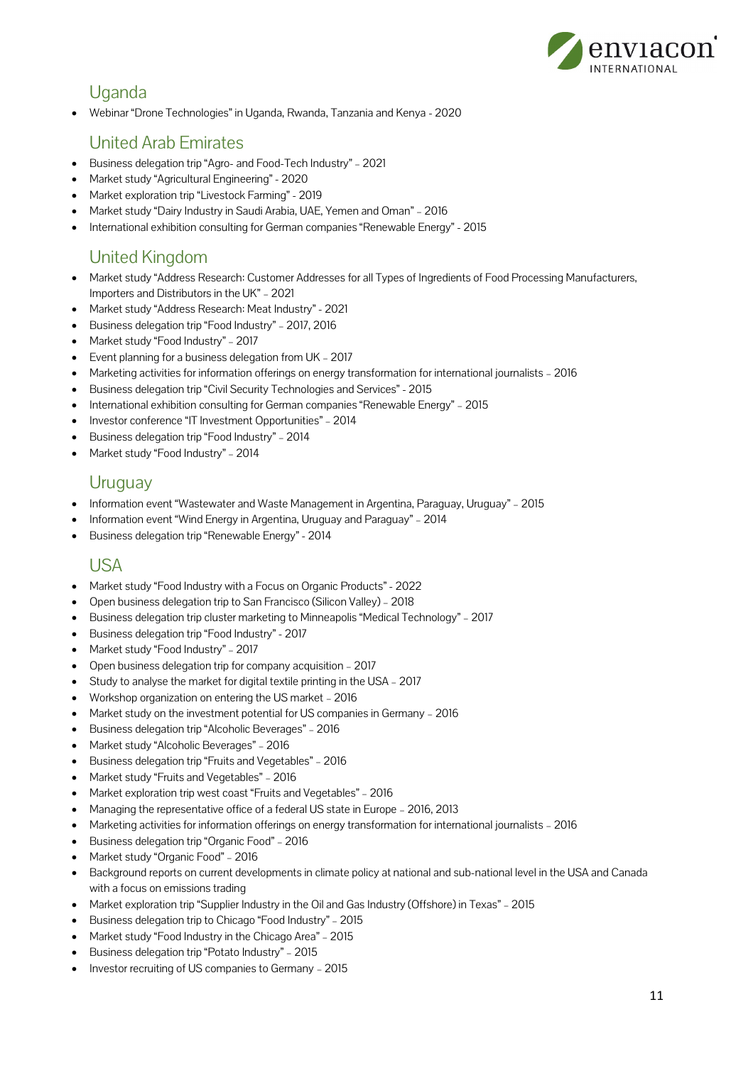## Uganda

- Webinar "Drone Technologies" in Uganda, Rwanda, Tanzania and Kenya - 2020

## United Arab Emirates

- Business delegation trip "Agro- and Food-Tech Industry" – 2021
- Market study "Agricultural Engineering" - 2020
- Market exploration trip "Livestock Farming" - 2019
- Market study "Dairy Industry in Saudi Arabia, UAE, Yemen and Oman" – 2016
- International exhibition consulting for German companies "Renewable Energy" - 2015

## United Kingdom

- Market study "Address Research: Customer Addresses for all Types of Ingredients of Food Processing Manufacturers, Importers and Distributors in the UK" – 2021
- Market study "Address Research: Meat Industry" - 2021
- Business delegation trip "Food Industry" – 2017, 2016
- Market study "Food Industry" – 2017
- Event planning for a business delegation from UK – 2017
- Marketing activities for information offerings on energy transformation for international journalists – 2016
- Business delegation trip "Civil Security Technologies and Services" - 2015
- International exhibition consulting for German companies "Renewable Energy" – 2015
- Investor conference "IT Investment Opportunities" – 2014
- Business delegation trip "Food Industry" – 2014
- Market study "Food Industry" – 2014

## Uruguay

- Information event "Wastewater and Waste Management in Argentina, Paraguay, Uruguay" – 2015
- Information event "Wind Energy in Argentina, Uruguay and Paraguay" – 2014
- Business delegation trip "Renewable Energy" - 2014

## USA

- Market study "Food Industry with a Focus on Organic Products" - 2022
- Open business delegation trip to San Francisco (Silicon Valley) – 2018
- Business delegation trip cluster marketing to Minneapolis "Medical Technology" – 2017
- Business delegation trip "Food Industry" - 2017
- Market study "Food Industry" – 2017
- Open business delegation trip for company acquisition – 2017
- Study to analyse the market for digital textile printing in the USA – 2017
- Workshop organization on entering the US market – 2016
- Market study on the investment potential for US companies in Germany – 2016
- Business delegation trip "Alcoholic Beverages" – 2016
- Market study "Alcoholic Beverages" – 2016
- Business delegation trip "Fruits and Vegetables" – 2016
- Market study "Fruits and Vegetables" – 2016
- Market exploration trip west coast "Fruits and Vegetables" – 2016
- Managing the representative office of a federal US state in Europe – 2016, 2013
- Marketing activities for information offerings on energy transformation for international journalists – 2016
- Business delegation trip "Organic Food" – 2016
- Market study "Organic Food" – 2016
- Background reports on current developments in climate policy at national and sub-national level in the USA and Canada with a focus on emissions trading
- Market exploration trip "Supplier Industry in the Oil and Gas Industry (Offshore) in Texas" – 2015
- Business delegation trip to Chicago "Food Industry" – 2015
- Market study "Food Industry in the Chicago Area" – 2015
- Business delegation trip "Potato Industry" – 2015
- Investor recruiting of US companies to Germany – 2015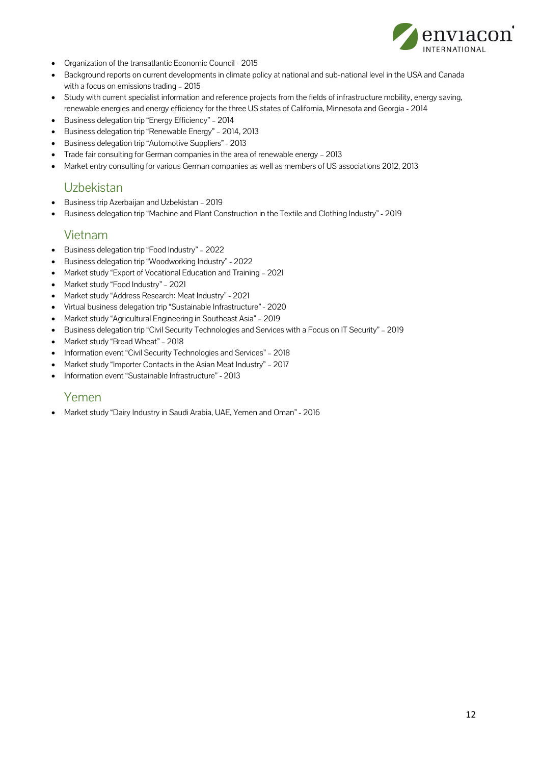- Organization of the transatlantic Economic Council - 2015
- Background reports on current developments in climate policy at national and sub-national level in the USA and Canada with a focus on emissions trading – 2015
- Study with current specialist information and reference projects from the fields of infrastructure mobility, energy saving, renewable energies and energy efficiency for the three US states of California, Minnesota and Georgia - 2014
- Business delegation trip "Energy Efficiency" – 2014
- Business delegation trip "Renewable Energy" – 2014, 2013
- Business delegation trip "Automotive Suppliers" - 2013
- Trade fair consulting for German companies in the area of renewable energy – 2013
- Market entry consulting for various German companies as well as members of US associations 2012, 2013

## Uzbekistan

- Business trip Azerbaijan and Uzbekistan – 2019
- Business delegation trip "Machine and Plant Construction in the Textile and Clothing Industry" - 2019

## Vietnam

- Business delegation trip "Food Industry" – 2022
- Business delegation trip "Woodworking Industry" - 2022
- Market study "Export of Vocational Education and Training – 2021
- Market study "Food Industry" – 2021
- Market study "Address Research: Meat Industry" - 2021
- Virtual business delegation trip "Sustainable Infrastructure" - 2020
- Market study "Agricultural Engineering in Southeast Asia" – 2019
- Business delegation trip "Civil Security Technologies and Services with a Focus on IT Security" – 2019
- Market study "Bread Wheat" – 2018
- Information event "Civil Security Technologies and Services" – 2018
- Market study "Importer Contacts in the Asian Meat Industry" – 2017
- Information event "Sustainable Infrastructure" - 2013

## Yemen

- Market study "Dairy Industry in Saudi Arabia, UAE, Yemen and Oman" - 2016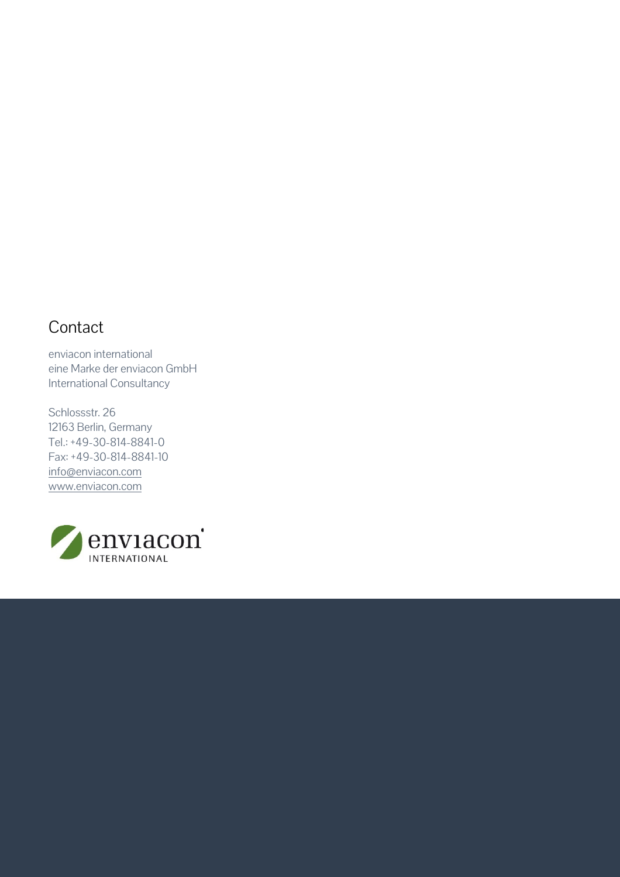## Contact

enviacon international
eine Marke der enviacon GmbH
International Consultancy

Schlossstr. 26
12163 Berlin, Germany
Tel.: +49-30-814-8841-0
Fax: +49-30-814-8841-10
info@enviacon.com
www.enviacon.com